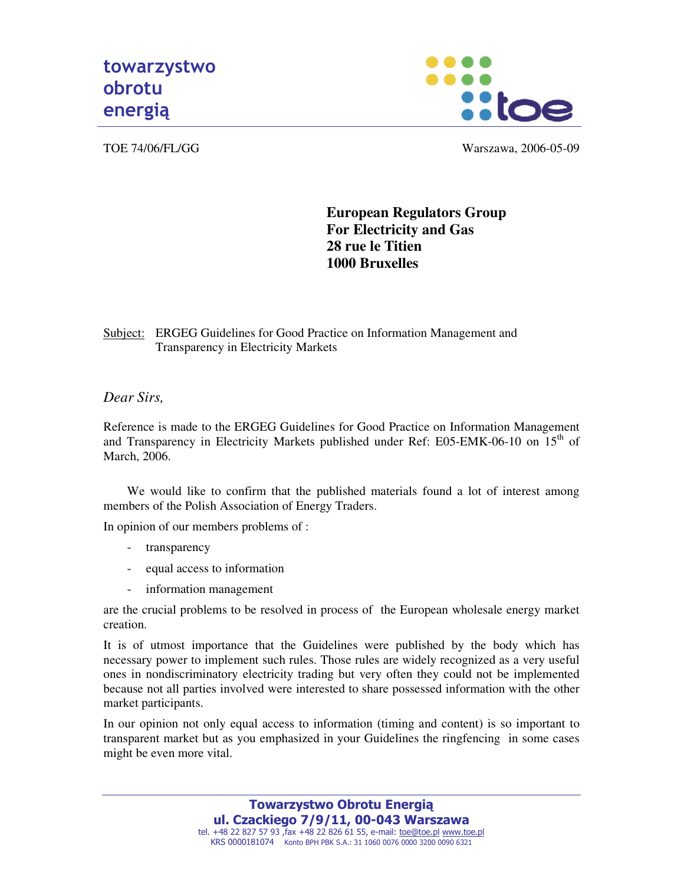towarzystwo
obrotu
energią

TOE 74/06/FL/GG

Warszawa, 2006-05-09

**European Regulators Group**
**For Electricity and Gas**
**28 rue le Titien**
**1000 Bruxelles**

Subject: ERGEG Guidelines for Good Practice on Information Management and Transparency in Electricity Markets

*Dear Sirs,*

Reference is made to the ERGEG Guidelines for Good Practice on Information Management and Transparency in Electricity Markets published under Ref: E05-EMK-06-10 on 15th of March, 2006.

We would like to confirm that the published materials found a lot of interest among members of the Polish Association of Energy Traders.

In opinion of our members problems of :

- transparency
- equal access to information
- information management

are the crucial problems to be resolved in process of the European wholesale energy market creation.

It is of utmost importance that the Guidelines were published by the body which has necessary power to implement such rules. Those rules are widely recognized as a very useful ones in nondiscriminatory electricity trading but very often they could not be implemented because not all parties involved were interested to share possessed information with the other market participants.

In our opinion not only equal access to information (timing and content) is so important to transparent market but as you emphasized in your Guidelines the ringfencing in some cases might be even more vital.

**Towarzystwo Obrotu Energią**
**ul. Czackiego 7/9/11, 00-043 Warszawa**
tel. +48 22 827 57 93 ,fax +48 22 826 61 55, e-mail: toe@toe.pl www.toe.pl
KRS 0000181074 Konto BPH PBK S.A.: 31 1060 0076 0000 3200 0090 6321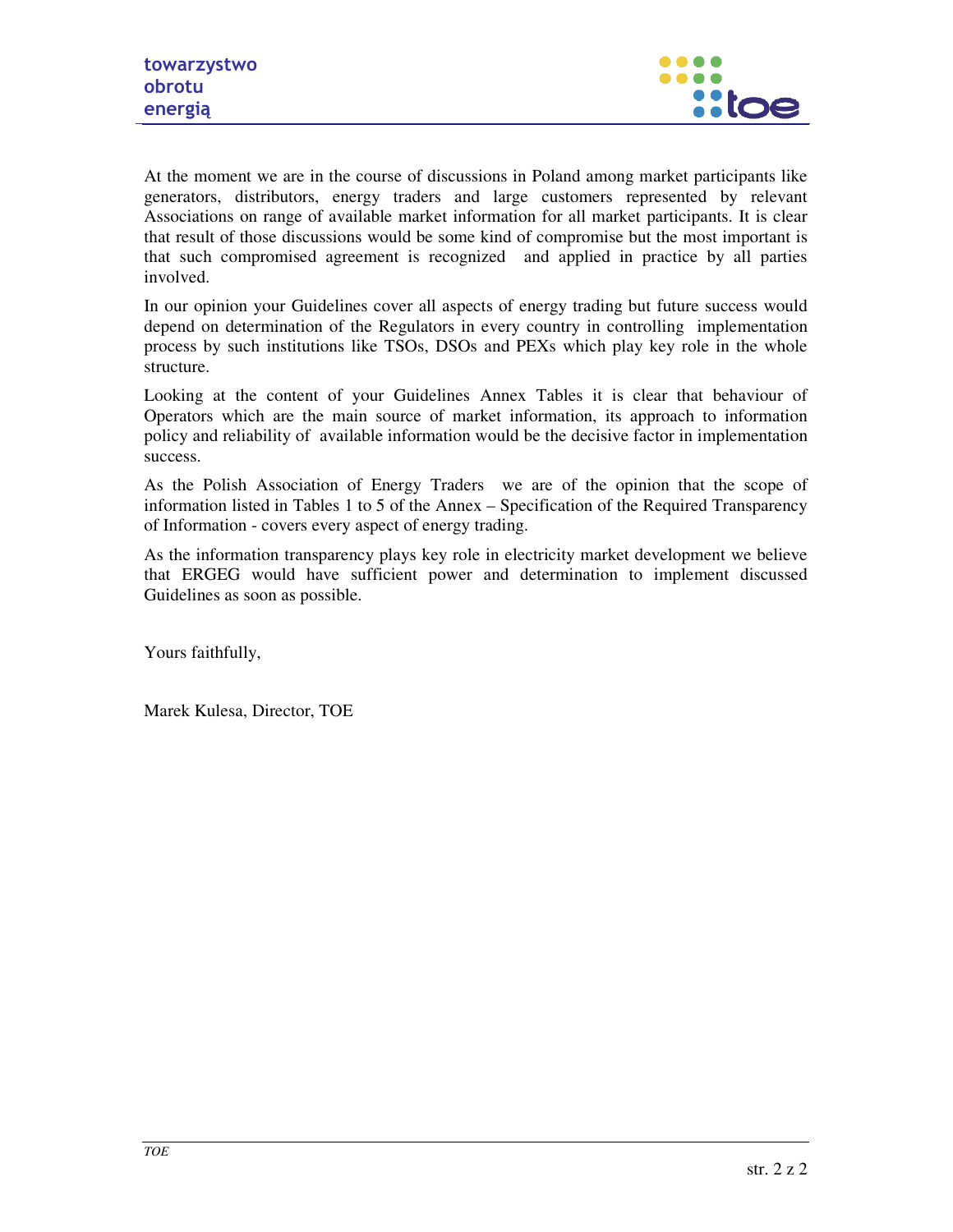At the moment we are in the course of discussions in Poland among market participants like generators, distributors, energy traders and large customers represented by relevant Associations on range of available market information for all market participants. It is clear that result of those discussions would be some kind of compromise but the most important is that such compromised agreement is recognized and applied in practice by all parties involved.

In our opinion your Guidelines cover all aspects of energy trading but future success would depend on determination of the Regulators in every country in controlling implementation process by such institutions like TSOs, DSOs and PEXs which play key role in the whole structure.

Looking at the content of your Guidelines Annex Tables it is clear that behaviour of Operators which are the main source of market information, its approach to information policy and reliability of available information would be the decisive factor in implementation success.

As the Polish Association of Energy Traders we are of the opinion that the scope of information listed in Tables 1 to 5 of the Annex – Specification of the Required Transparency of Information - covers every aspect of energy trading.

As the information transparency plays key role in electricity market development we believe that ERGEG would have sufficient power and determination to implement discussed Guidelines as soon as possible.

Yours faithfully,

Marek Kulesa, Director, TOE